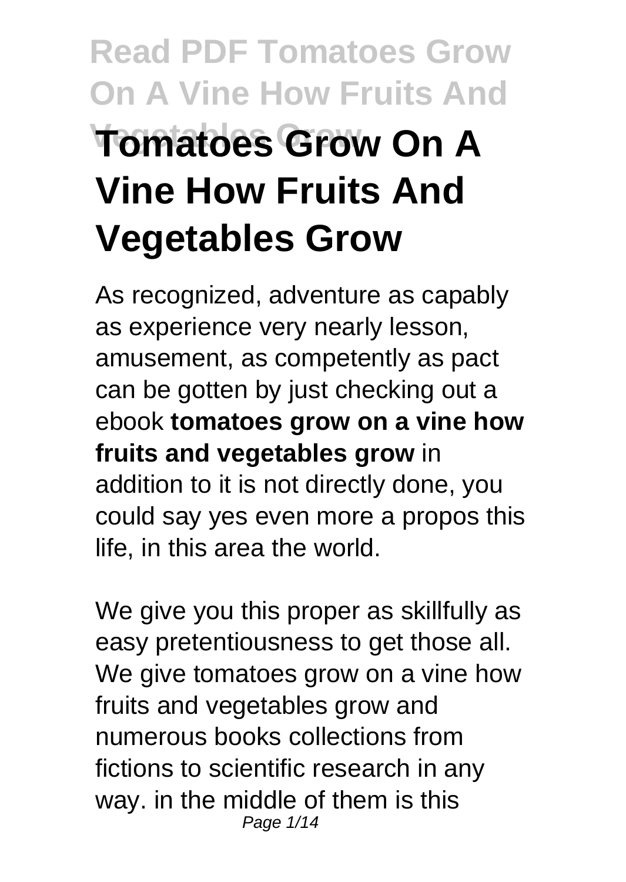# Read PDF Tomatoes Grow On A Vine How Fruits And Vegetables Grow

# Tomatoes Grow On A Vine How Fruits And Vegetables Grow

As recognized, adventure as capably as experience very nearly lesson, amusement, as competently as pact can be gotten by just checking out a ebook **tomatoes grow on a vine how fruits and vegetables grow** in addition to it is not directly done, you could say yes even more a propos this life, in this area the world.

We give you this proper as skillfully as easy pretentiousness to get those all. We give tomatoes grow on a vine how fruits and vegetables grow and numerous books collections from fictions to scientific research in any way. in the middle of them is this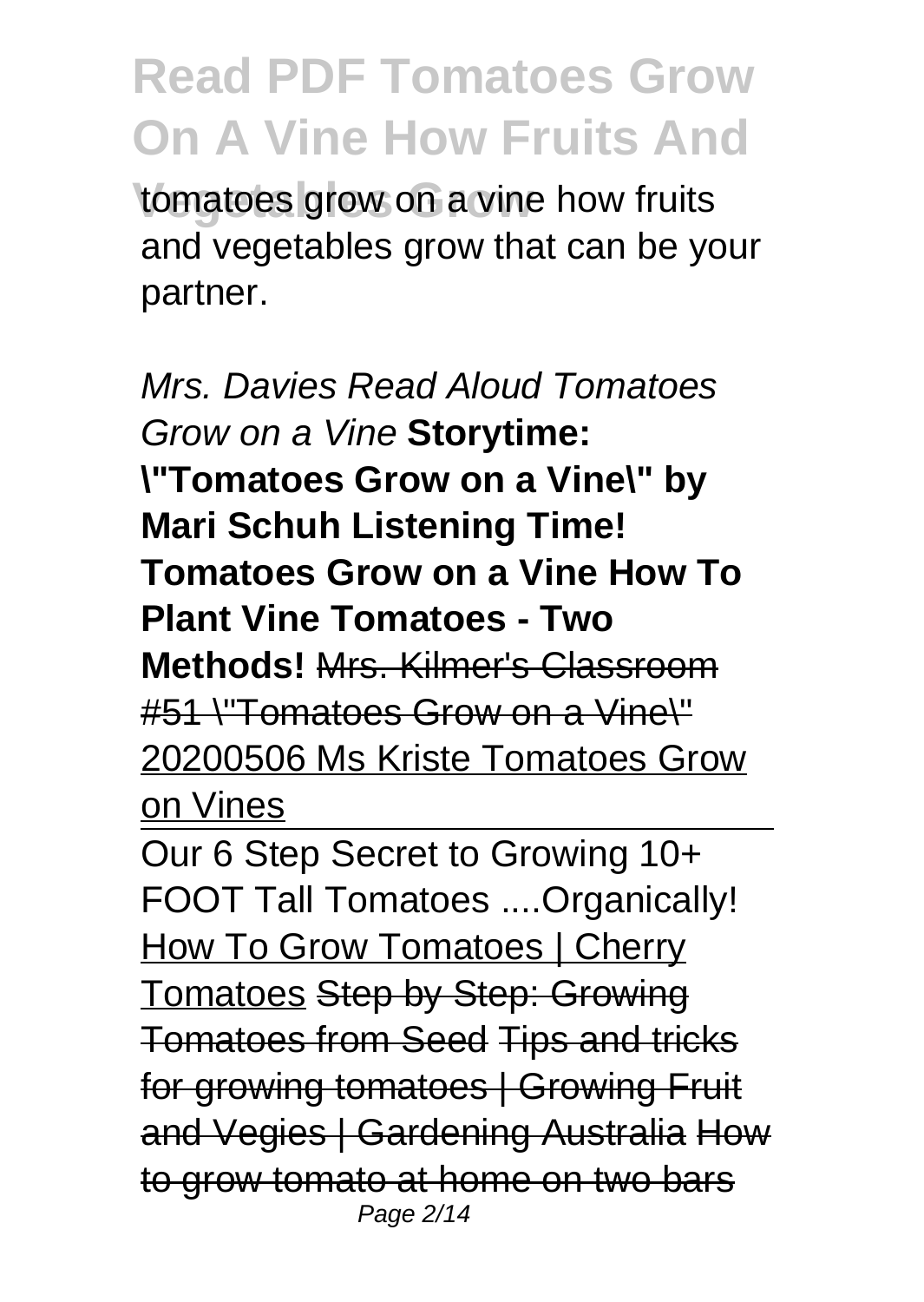tomatoes grow on a vine how fruits and vegetables grow that can be your partner.

*Mrs. Davies Read Aloud Tomatoes Grow on a Vine* **Storytime: "Tomatoes Grow on a Vine" by Mari Schuh Listening Time! Tomatoes Grow on a Vine How To Plant Vine Tomatoes - Two Methods!** ~~Mrs. Kilmer's Classroom #51 "Tomatoes Grow on a Vine"~~ 20200506 Ms Kriste Tomatoes Grow on Vines

Our 6 Step Secret to Growing 10+ FOOT Tall Tomatoes ....Organically! How To Grow Tomatoes | Cherry Tomatoes ~~Step by Step: Growing Tomatoes from Seed~~ ~~Tips and tricks for growing tomatoes | Growing Fruit and Vegies | Gardening Australia~~ ~~How to grow tomato at home on two bars~~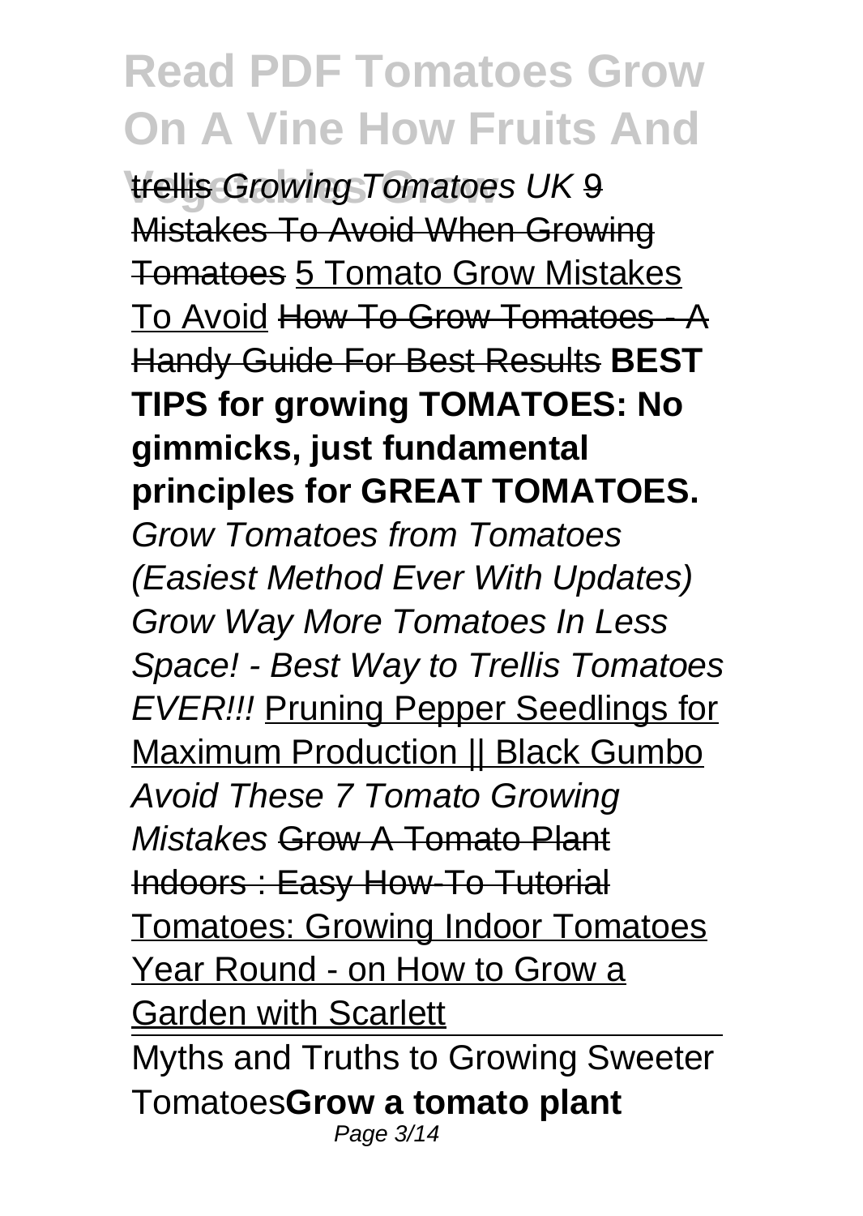trellis *Growing Tomatoes UK* 9 Mistakes To Avoid When Growing Tomatoes 5 Tomato Grow Mistakes To Avoid How To Grow Tomatoes - A Handy Guide For Best Results **BEST TIPS for growing TOMATOES: No gimmicks, just fundamental principles for GREAT TOMATOES.** *Grow Tomatoes from Tomatoes (Easiest Method Ever With Updates)* *Grow Way More Tomatoes In Less Space! - Best Way to Trellis Tomatoes EVER!!!* Pruning Pepper Seedlings for Maximum Production || Black Gumbo *Avoid These 7 Tomato Growing Mistakes* Grow A Tomato Plant Indoors : Easy How-To Tutorial Tomatoes: Growing Indoor Tomatoes Year Round - on How to Grow a Garden with Scarlett

Myths and Truths to Growing Sweeter Tomatoes**Grow a tomato plant**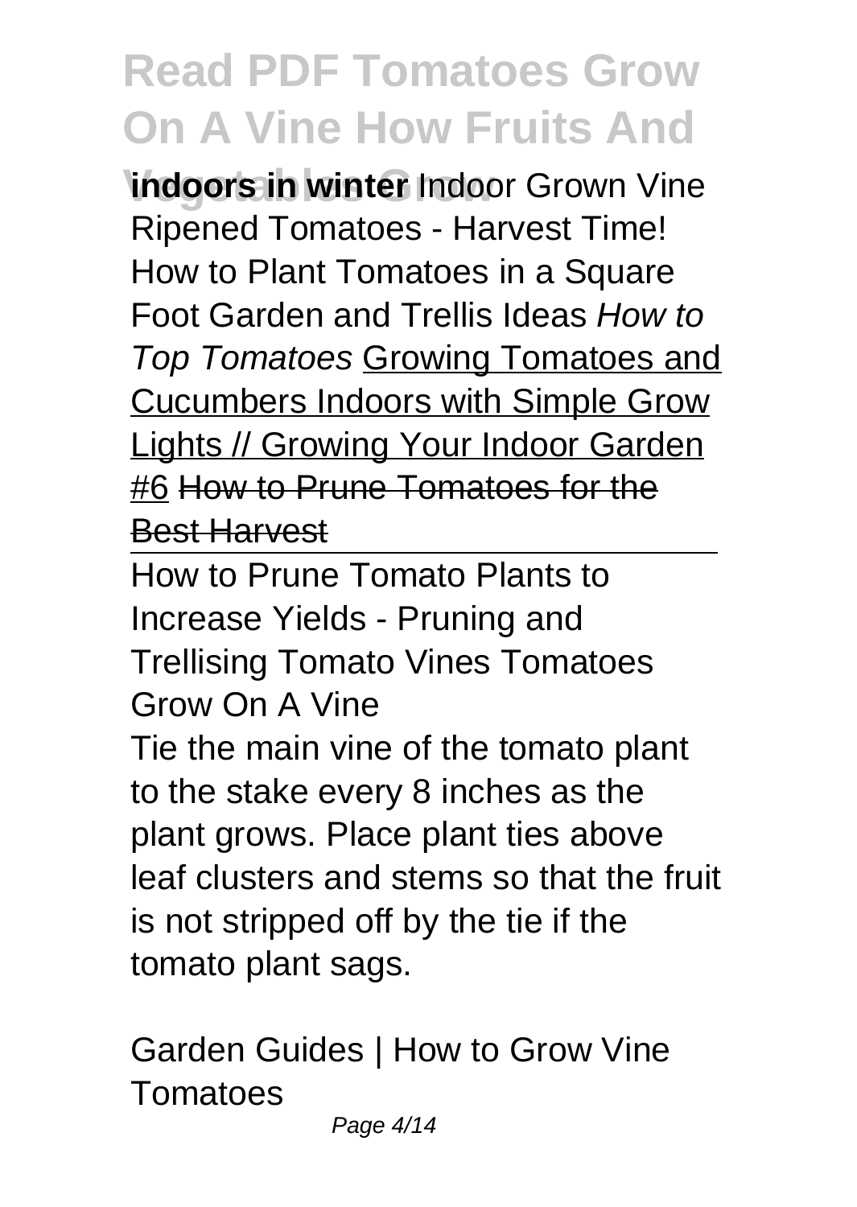**indoors in winter** Indoor Grown Vine Ripened Tomatoes - Harvest Time! How to Plant Tomatoes in a Square Foot Garden and Trellis Ideas *How to Top Tomatoes* Growing Tomatoes and Cucumbers Indoors with Simple Grow Lights // Growing Your Indoor Garden #6 ~~How to Prune Tomatoes for the Best Harvest~~

---

How to Prune Tomato Plants to Increase Yields - Pruning and Trellising Tomato Vines Tomatoes Grow On A Vine

Tie the main vine of the tomato plant to the stake every 8 inches as the plant grows. Place plant ties above leaf clusters and stems so that the fruit is not stripped off by the tie if the tomato plant sags.

Garden Guides | How to Grow Vine Tomatoes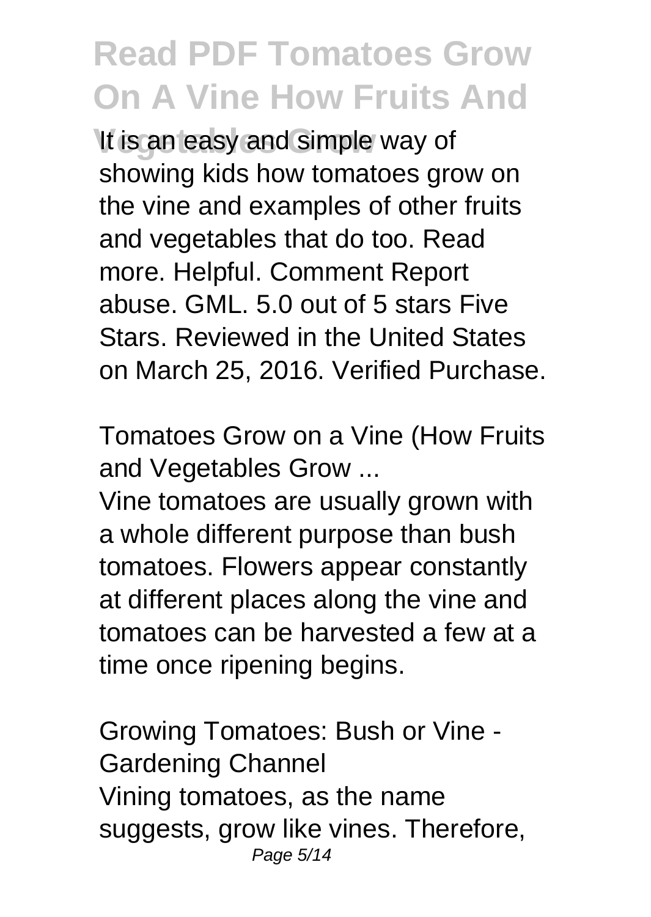It is an easy and simple way of showing kids how tomatoes grow on the vine and examples of other fruits and vegetables that do too. Read more. Helpful. Comment Report abuse. GML. 5.0 out of 5 stars Five Stars. Reviewed in the United States on March 25, 2016. Verified Purchase.

Tomatoes Grow on a Vine (How Fruits and Vegetables Grow ...

Vine tomatoes are usually grown with a whole different purpose than bush tomatoes. Flowers appear constantly at different places along the vine and tomatoes can be harvested a few at a time once ripening begins.

Growing Tomatoes: Bush or Vine - Gardening Channel

Vining tomatoes, as the name suggests, grow like vines. Therefore,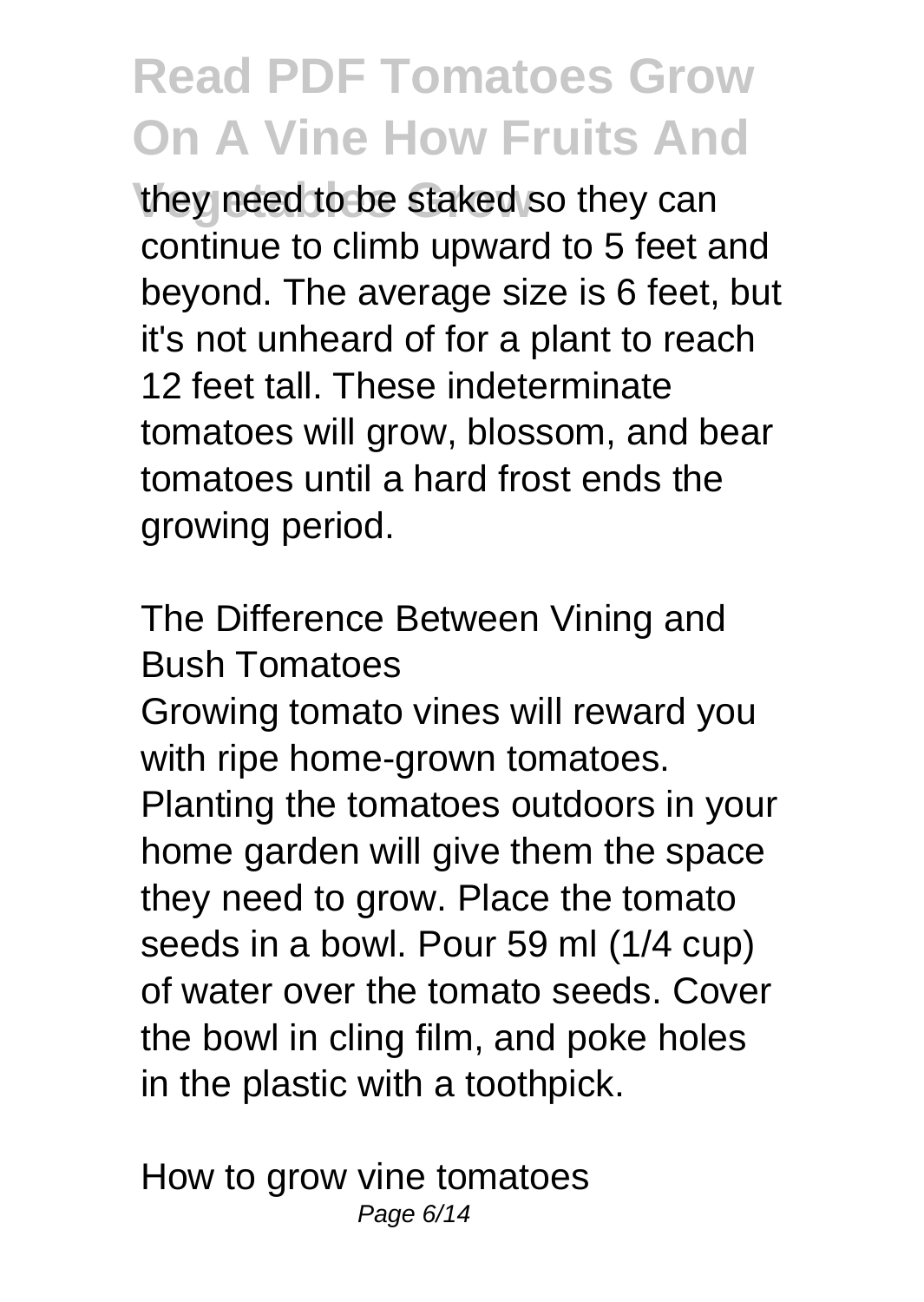they need to be staked so they can continue to climb upward to 5 feet and beyond. The average size is 6 feet, but it's not unheard of for a plant to reach 12 feet tall. These indeterminate tomatoes will grow, blossom, and bear tomatoes until a hard frost ends the growing period.

The Difference Between Vining and Bush Tomatoes

Growing tomato vines will reward you with ripe home-grown tomatoes. Planting the tomatoes outdoors in your home garden will give them the space they need to grow. Place the tomato seeds in a bowl. Pour 59 ml (1/4 cup) of water over the tomato seeds. Cover the bowl in cling film, and poke holes in the plastic with a toothpick.

How to grow vine tomatoes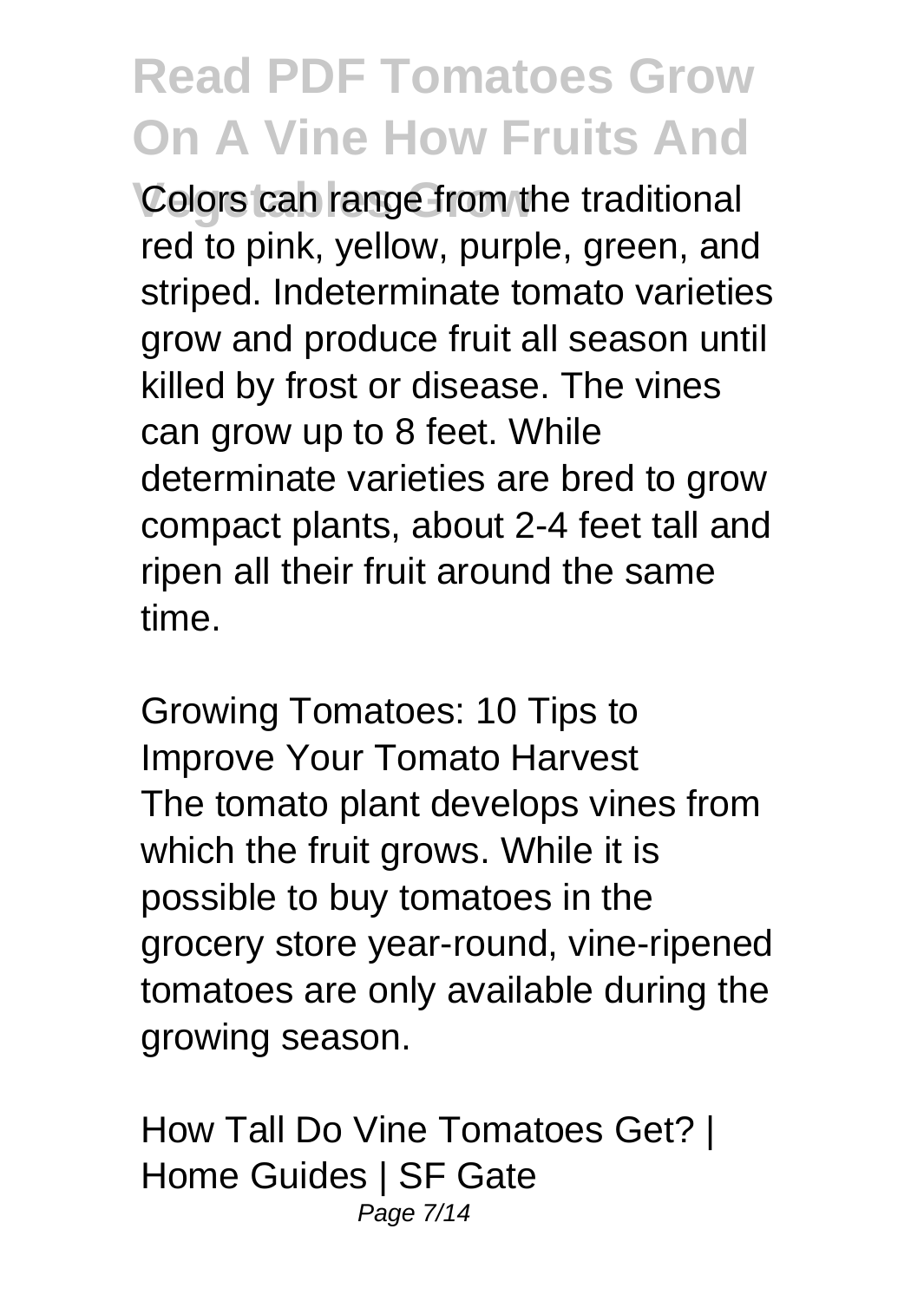Colors can range from the traditional red to pink, yellow, purple, green, and striped. Indeterminate tomato varieties grow and produce fruit all season until killed by frost or disease. The vines can grow up to 8 feet. While determinate varieties are bred to grow compact plants, about 2-4 feet tall and ripen all their fruit around the same time.

Growing Tomatoes: 10 Tips to Improve Your Tomato Harvest
The tomato plant develops vines from which the fruit grows. While it is possible to buy tomatoes in the grocery store year-round, vine-ripened tomatoes are only available during the growing season.

How Tall Do Vine Tomatoes Get? | Home Guides | SF Gate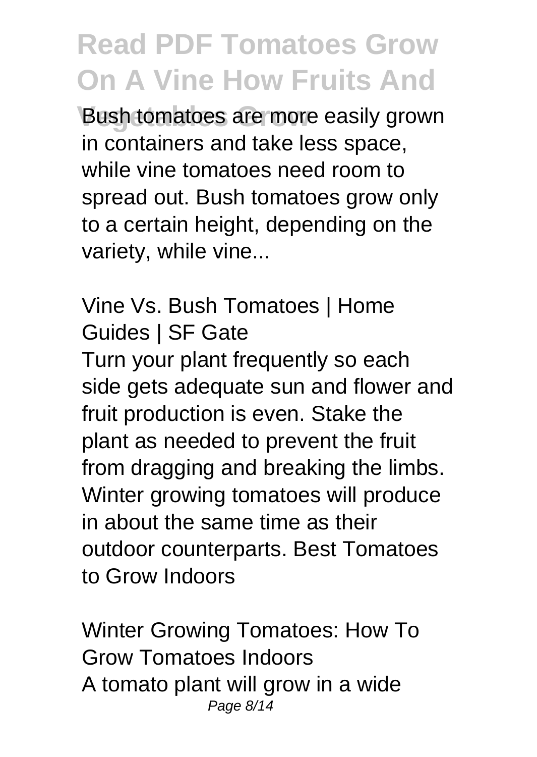Bush tomatoes are more easily grown in containers and take less space, while vine tomatoes need room to spread out. Bush tomatoes grow only to a certain height, depending on the variety, while vine...

Vine Vs. Bush Tomatoes | Home Guides | SF Gate

Turn your plant frequently so each side gets adequate sun and flower and fruit production is even. Stake the plant as needed to prevent the fruit from dragging and breaking the limbs. Winter growing tomatoes will produce in about the same time as their outdoor counterparts. Best Tomatoes to Grow Indoors

Winter Growing Tomatoes: How To Grow Tomatoes Indoors

A tomato plant will grow in a wide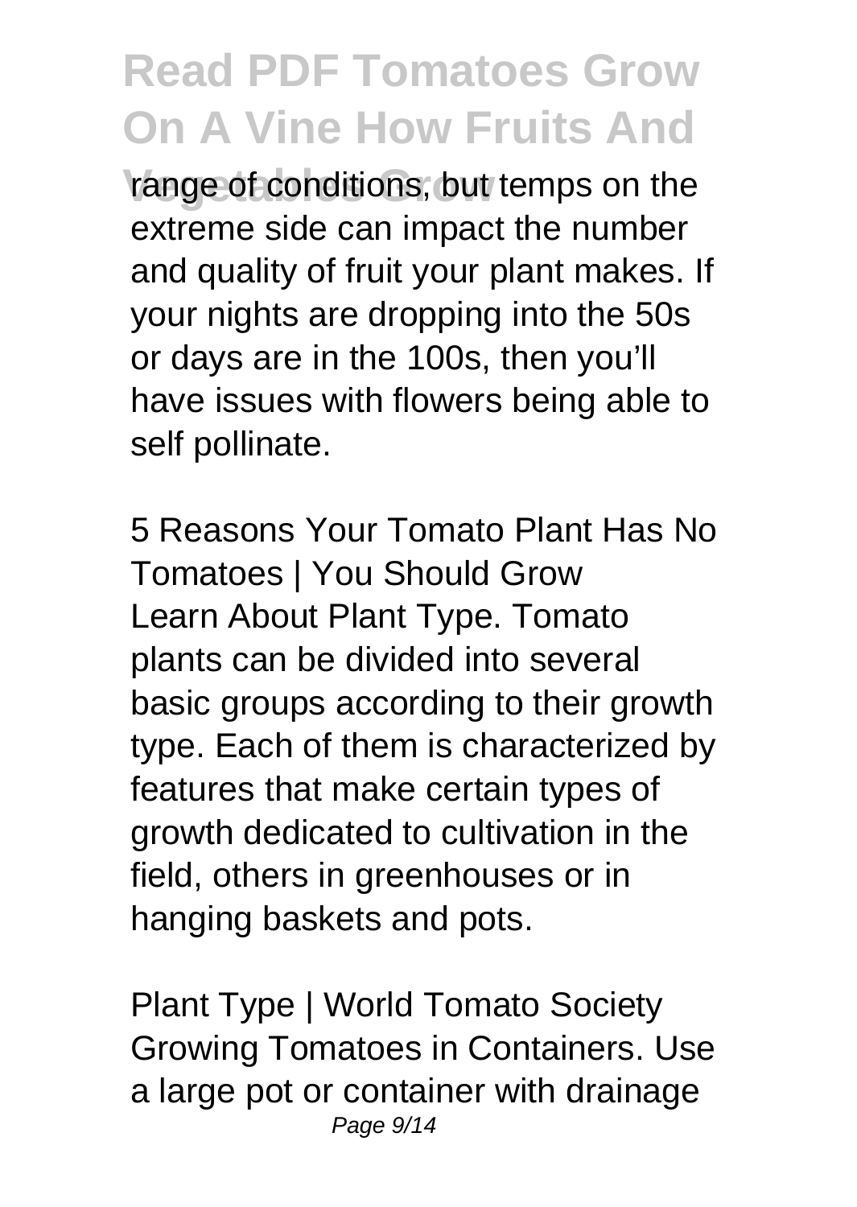range of conditions, but temps on the extreme side can impact the number and quality of fruit your plant makes. If your nights are dropping into the 50s or days are in the 100s, then you'll have issues with flowers being able to self pollinate.

5 Reasons Your Tomato Plant Has No Tomatoes | You Should Grow
Learn About Plant Type. Tomato plants can be divided into several basic groups according to their growth type. Each of them is characterized by features that make certain types of growth dedicated to cultivation in the field, others in greenhouses or in hanging baskets and pots.

Plant Type | World Tomato Society
Growing Tomatoes in Containers. Use a large pot or container with drainage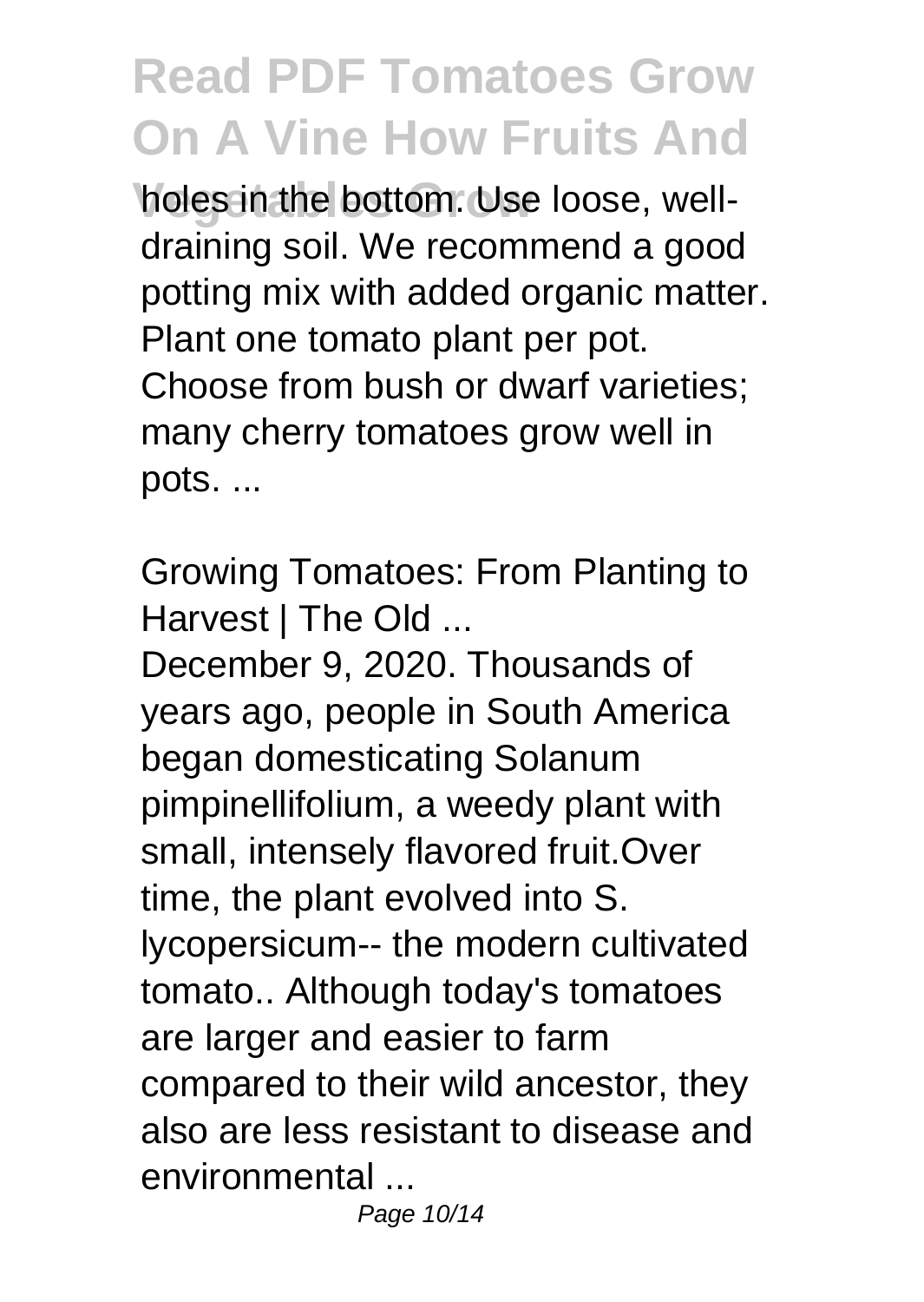holes in the bottom. Use loose, well-draining soil. We recommend a good potting mix with added organic matter. Plant one tomato plant per pot. Choose from bush or dwarf varieties; many cherry tomatoes grow well in pots. ...

Growing Tomatoes: From Planting to Harvest | The Old ...

December 9, 2020. Thousands of years ago, people in South America began domesticating Solanum pimpinellifolium, a weedy plant with small, intensely flavored fruit.Over time, the plant evolved into S. lycopersicum-- the modern cultivated tomato.. Although today's tomatoes are larger and easier to farm compared to their wild ancestor, they also are less resistant to disease and environmental ...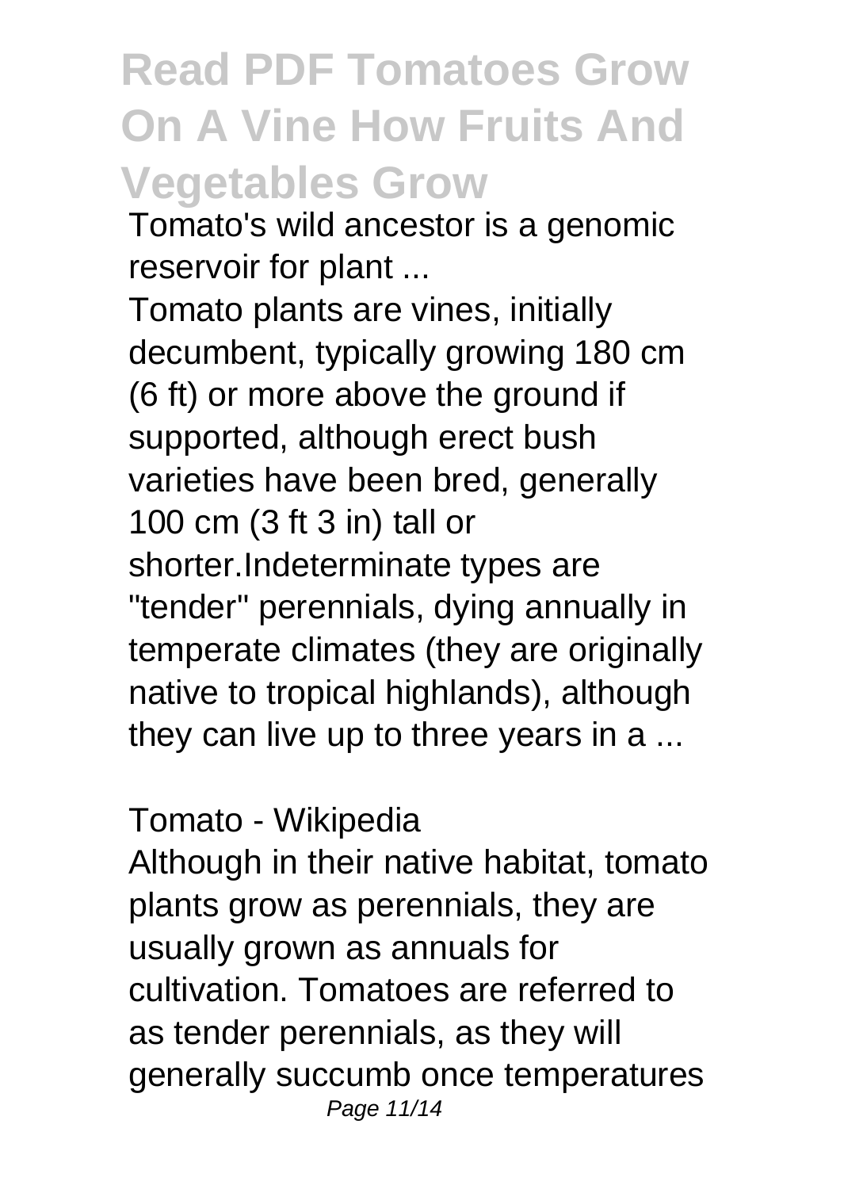Tomato's wild ancestor is a genomic reservoir for plant ...

Tomato plants are vines, initially decumbent, typically growing 180 cm (6 ft) or more above the ground if supported, although erect bush varieties have been bred, generally 100 cm (3 ft 3 in) tall or shorter.Indeterminate types are "tender" perennials, dying annually in temperate climates (they are originally native to tropical highlands), although they can live up to three years in a ...

Tomato - Wikipedia

Although in their native habitat, tomato plants grow as perennials, they are usually grown as annuals for cultivation. Tomatoes are referred to as tender perennials, as they will generally succumb once temperatures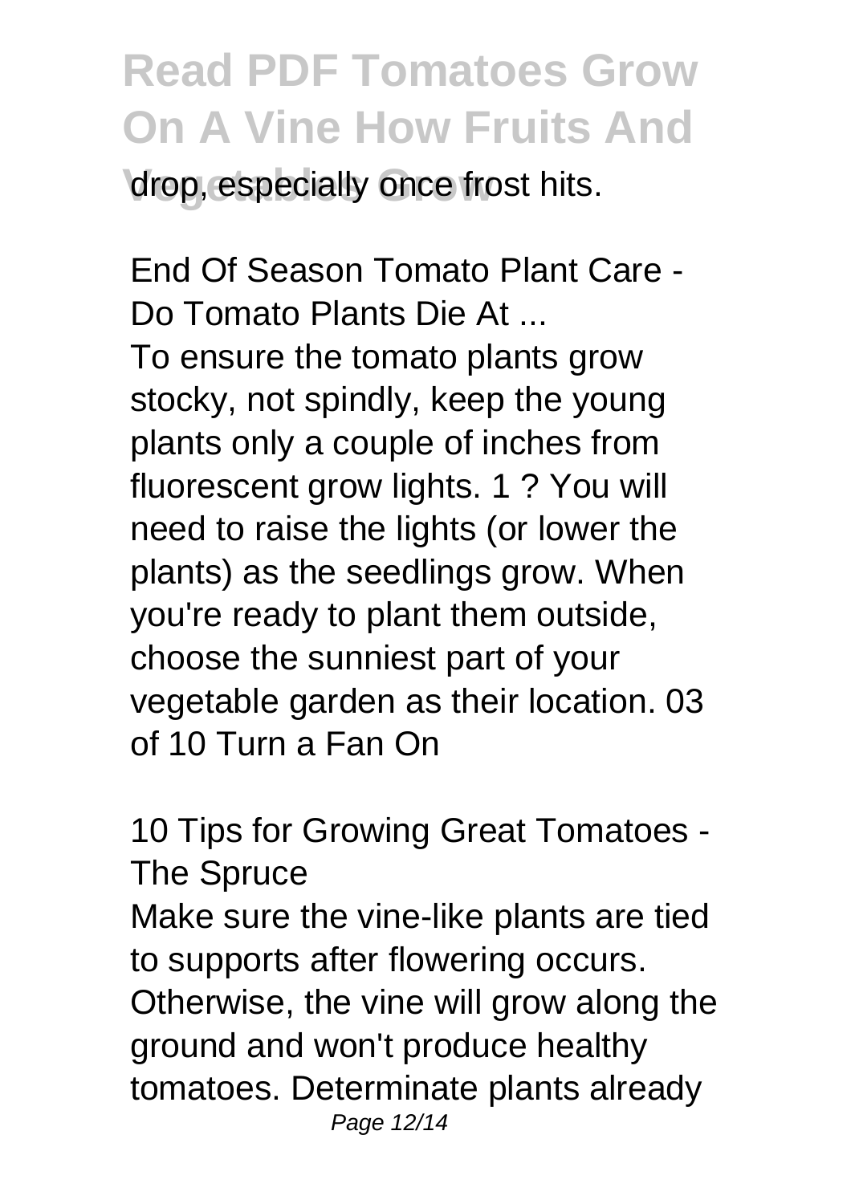drop, especially once frost hits.

End Of Season Tomato Plant Care - Do Tomato Plants Die At ...

To ensure the tomato plants grow stocky, not spindly, keep the young plants only a couple of inches from fluorescent grow lights. 1 ? You will need to raise the lights (or lower the plants) as the seedlings grow. When you're ready to plant them outside, choose the sunniest part of your vegetable garden as their location. 03 of 10 Turn a Fan On

10 Tips for Growing Great Tomatoes - The Spruce

Make sure the vine-like plants are tied to supports after flowering occurs. Otherwise, the vine will grow along the ground and won't produce healthy tomatoes. Determinate plants already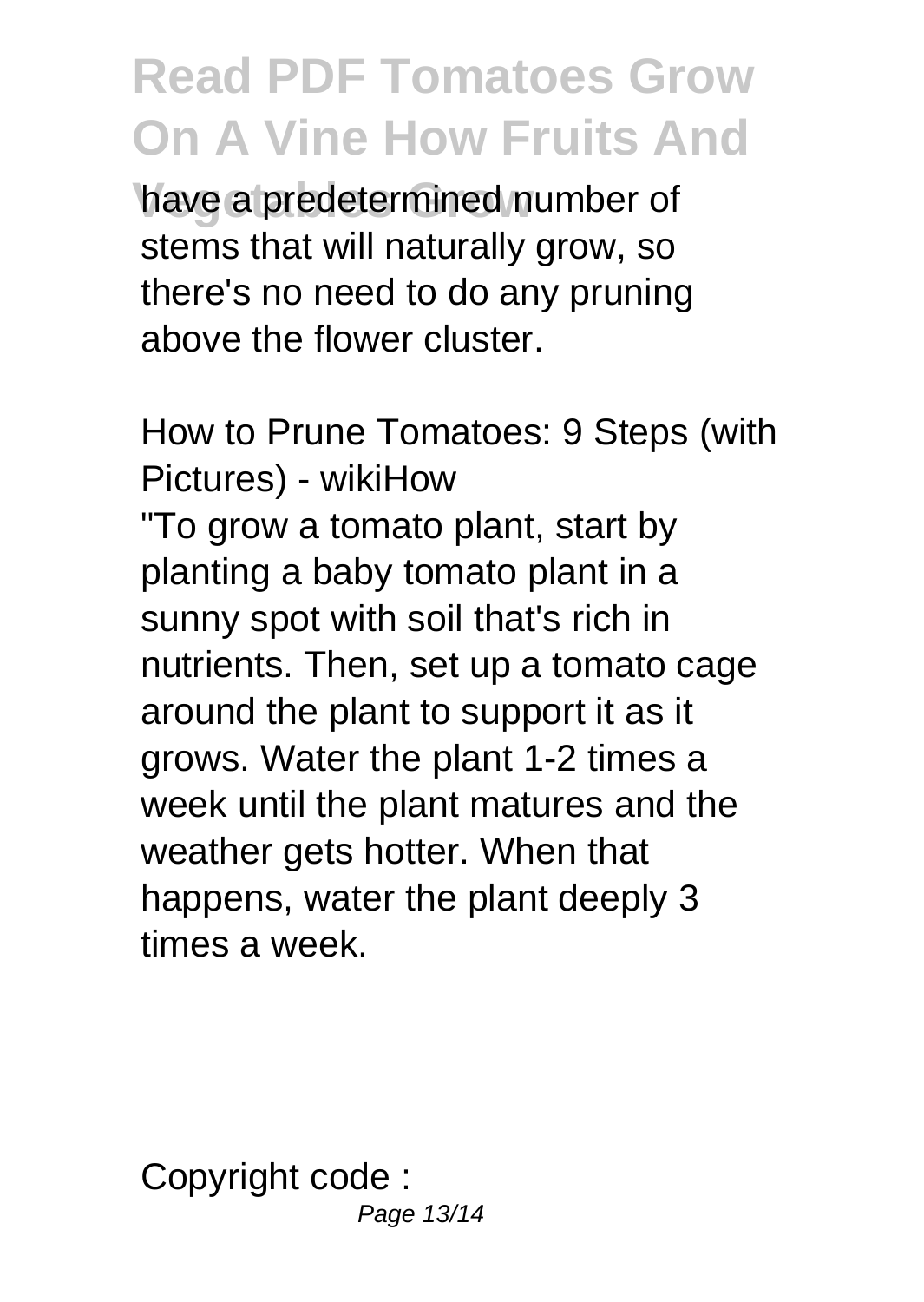have a predetermined number of stems that will naturally grow, so there's no need to do any pruning above the flower cluster.

How to Prune Tomatoes: 9 Steps (with Pictures) - wikiHow

"To grow a tomato plant, start by planting a baby tomato plant in a sunny spot with soil that's rich in nutrients. Then, set up a tomato cage around the plant to support it as it grows. Water the plant 1-2 times a week until the plant matures and the weather gets hotter. When that happens, water the plant deeply 3 times a week.

Copyright code :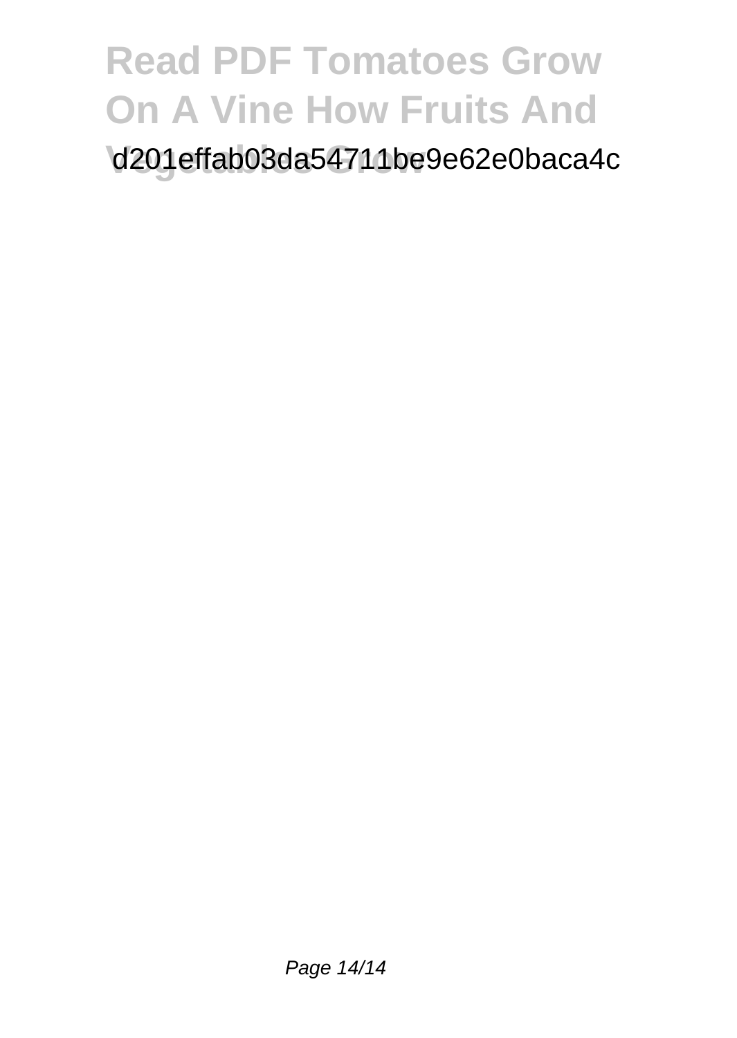d201effab03da54711be9e62e0baca4c